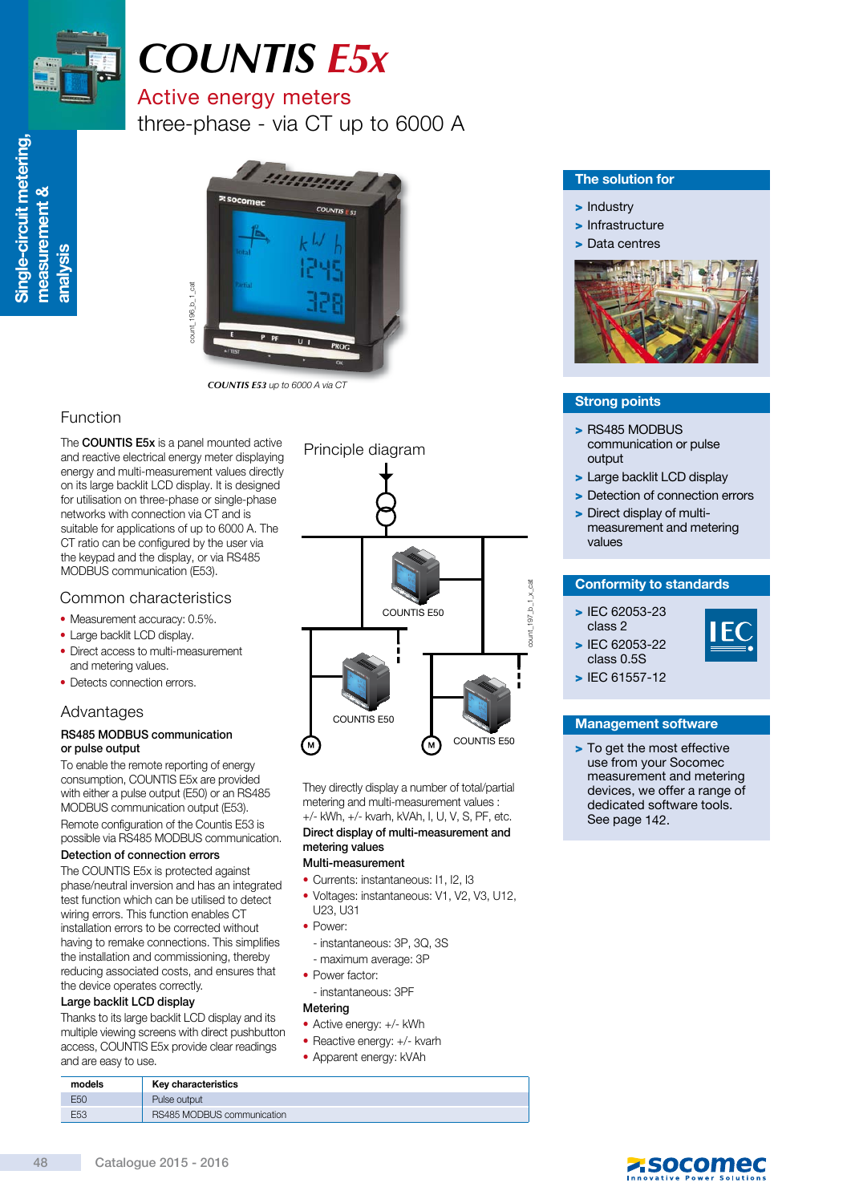# COUNTIS E5x

## Active energy meters

three-phase - via CT up to 6000 A

*COUNTIS E53 up to 6000 A via CT*

### The solution for

- Industry
- Infrastructure
- Data centres

### Strong points

- RS485 MODBUS communication or pulse output
- Large backlit LCD display
- Detection of connection errors
- Direct display of multi-measurement and metering values

### Conformity to standards

- IEC 62053-23 class 2
- IEC 62053-22 class 0.5S
- IEC 61557-12

### Management software

- To get the most effective use from your Socomec measurement and metering devices, we offer a range of dedicated software tools. See page 142.

## Function

The **COUNTIS E5x** is a panel mounted active and reactive electrical energy meter displaying energy and multi-measurement values directly on its large backlit LCD display. It is designed for utilisation on three-phase or single-phase networks with connection via CT and is suitable for applications of up to 6000 A. The CT ratio can be configured by the user via the keypad and the display, or via RS485 MODBUS communication (E53).

## Common characteristics

- Measurement accuracy: 0.5%.
- Large backlit LCD display.
- Direct access to multi-measurement and metering values.
- Detects connection errors.

## Advantages

**RS485 MODBUS communication or pulse output**

To enable the remote reporting of energy consumption, COUNTIS E5x are provided with either a pulse output (E50) or an RS485 MODBUS communication output (E53).

Remote configuration of the Countis E53 is possible via RS485 MODBUS communication.

**Detection of connection errors**

The COUNTIS E5x is protected against phase/neutral inversion and has an integrated test function which can be utilised to detect wiring errors. This function enables CT installation errors to be corrected without having to remake connections. This simplifies the installation and commissioning, thereby reducing associated costs, and ensures that the device operates correctly.

**Large backlit LCD display**

Thanks to its large backlit LCD display and its multiple viewing screens with direct pushbutton access, COUNTIS E5x provide clear readings and are easy to use.

## Principle diagram

COUNTIS E50

COUNTIS E50

COUNTIS E50

They directly display a number of total/partial metering and multi-measurement values : +/- kWh, +/- kvarh, kVAh, I, U, V, S, PF, etc.

**Direct display of multi-measurement and metering values**

**Multi-measurement**

- Currents: instantaneous: I1, I2, I3
- Voltages: instantaneous: V1, V2, V3, U12, U23, U31
- Power:
  - instantaneous: 3P, 3Q, 3S
  - maximum average: 3P
- Power factor:
  - instantaneous: 3PF

**Metering**

- Active energy: +/- kWh
- Reactive energy: +/- kvarh
- Apparent energy: kVAh

| models | Key characteristics |
|---|---|
| E50 | Pulse output |
| E53 | RS485 MODBUS communication |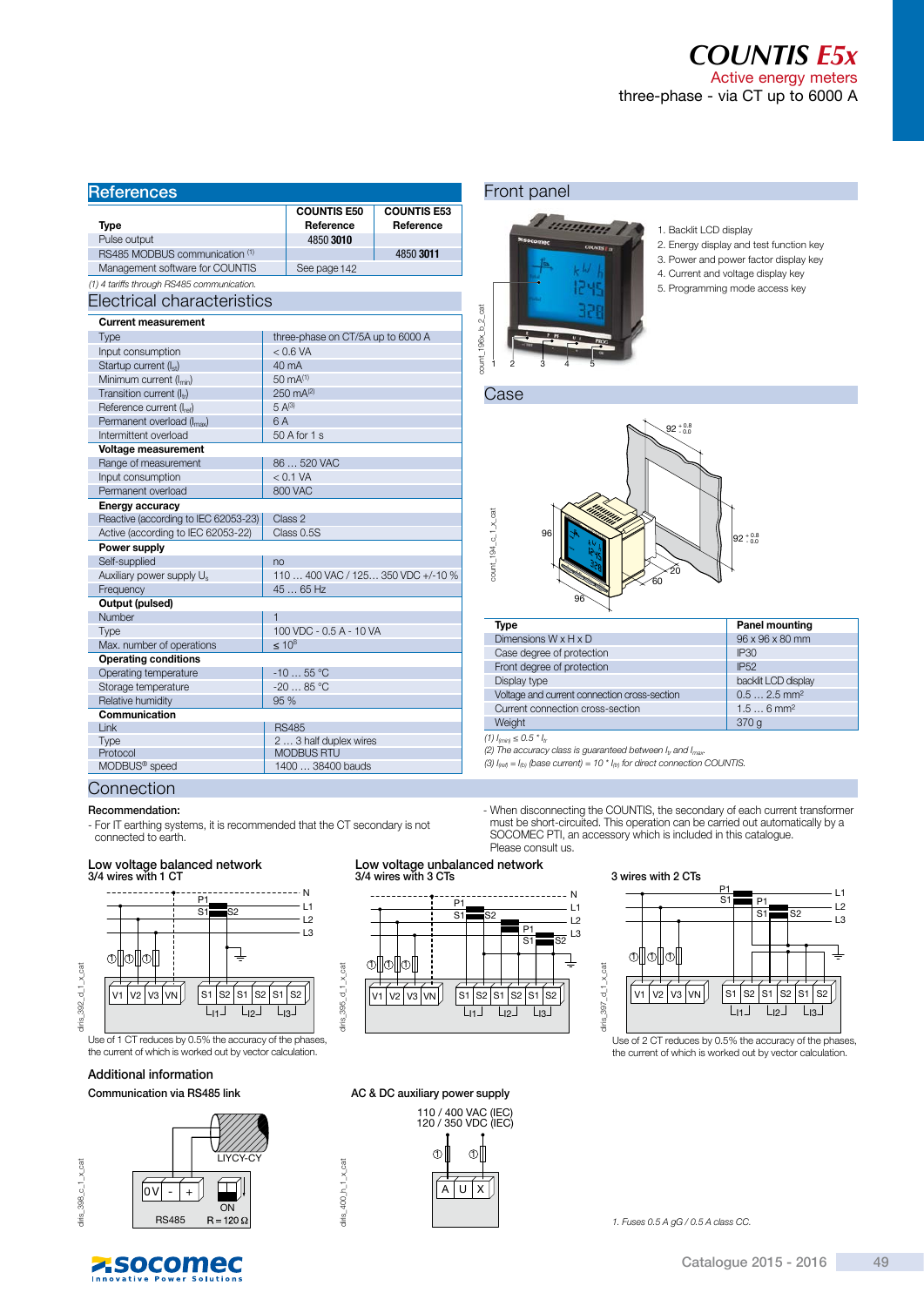# COUNTIS E5x

Active energy meters

three-phase - via CT up to 6000 A

## References

| Type | COUNTIS E50 Reference | COUNTIS E53 Reference |
|---|---|---|
| Pulse output | 4850 **3010** | |
| RS485 MODBUS communication (1) | | 4850 **3011** |
| Management software for COUNTIS | See page 142 | |

*(1) 4 tariffs through RS485 communication.*

## Electrical characteristics

| | |
|---|---|
| **Current measurement** | |
| Type | three-phase on CT/5A up to 6000 A |
| Input consumption | < 0.6 VA |
| Startup current ($I_{st}$) | 40 mA |
| Minimum current ($I_{min}$) | 50 mA(1) |
| Transition current ($I_{tr}$) | 250 mA(2) |
| Reference current ($I_{ref}$) | 5 A(3) |
| Permanent overload ($I_{max}$) | 6 A |
| Intermittent overload | 50 A for 1 s |
| **Voltage measurement** | |
| Range of measurement | 86 … 520 VAC |
| Input consumption | < 0.1 VA |
| Permanent overload | 800 VAC |
| **Energy accuracy** | |
| Reactive (according to IEC 62053-23) | Class 2 |
| Active (according to IEC 62053-22) | Class 0.5S |
| **Power supply** | |
| Self-supplied | no |
| Auxiliary power supply $U_s$ | 110 … 400 VAC / 125… 350 VDC +/-10 % |
| Frequency | 45 … 65 Hz |
| **Output (pulsed)** | |
| Number | 1 |
| Type | 100 VDC - 0.5 A - 10 VA |
| Max. number of operations | ≤ $10^8$ |
| **Operating conditions** | |
| Operating temperature | -10 … 55 °C |
| Storage temperature | -20 … 85 °C |
| Relative humidity | 95 % |
| **Communication** | |
| Link | RS485 |
| Type | 2 … 3 half duplex wires |
| Protocol | MODBUS RTU |
| MODBUS® speed | 1400 … 38400 bauds |

## Front panel

1. Backlit LCD display
2. Energy display and test function key
3. Power and power factor display key
4. Current and voltage display key
5. Programming mode access key

## Case

92 +0.8 / -0.0

92 +0.8 / -0.0

96

96

60

20

| Type | Panel mounting |
|---|---|
| Dimensions W x H x D | 96 x 96 x 80 mm |
| Case degree of protection | IP30 |
| Front degree of protection | IP52 |
| Display type | backlit LCD display |
| Voltage and current connection cross-section | 0.5 … 2.5 mm² |
| Current connection cross-section | 1.5 … 6 mm² |
| Weight | 370 g |

*(1) $I_{(min)} \leq 0.5 * I_{tr}$*

*(2) The accuracy class is guaranteed between $I_{tr}$ and $I_{max}$.*

*(3) $I_{(ref)} = I_{(b)}$ (base current) = 10 * $I_{(tr)}$ for direct connection COUNTIS.*

## Connection

**Recommendation:**

- For IT earthing systems, it is recommended that the CT secondary is not connected to earth.
- When disconnecting the COUNTIS, the secondary of each current transformer must be short-circuited. This operation can be carried out automatically by a SOCOMEC PTI, an accessory which is included in this catalogue. Please consult us.

**Low voltage balanced network**
**3/4 wires with 1 CT**

Use of 1 CT reduces by 0.5% the accuracy of the phases, the current of which is worked out by vector calculation.

**Low voltage unbalanced network**
**3/4 wires with 3 CTs**

**3 wires with 2 CTs**

Use of 2 CT reduces by 0.5% the accuracy of the phases, the current of which is worked out by vector calculation.

## Additional information

**Communication via RS485 link**

LIYCY-CY

0V - +

ON

RS485 R = 120 Ω

**AC & DC auxiliary power supply**

110 / 400 VAC (IEC)
120 / 350 VDC (IEC)

A U X

*1. Fuses 0.5 A gG / 0.5 A class CC.*